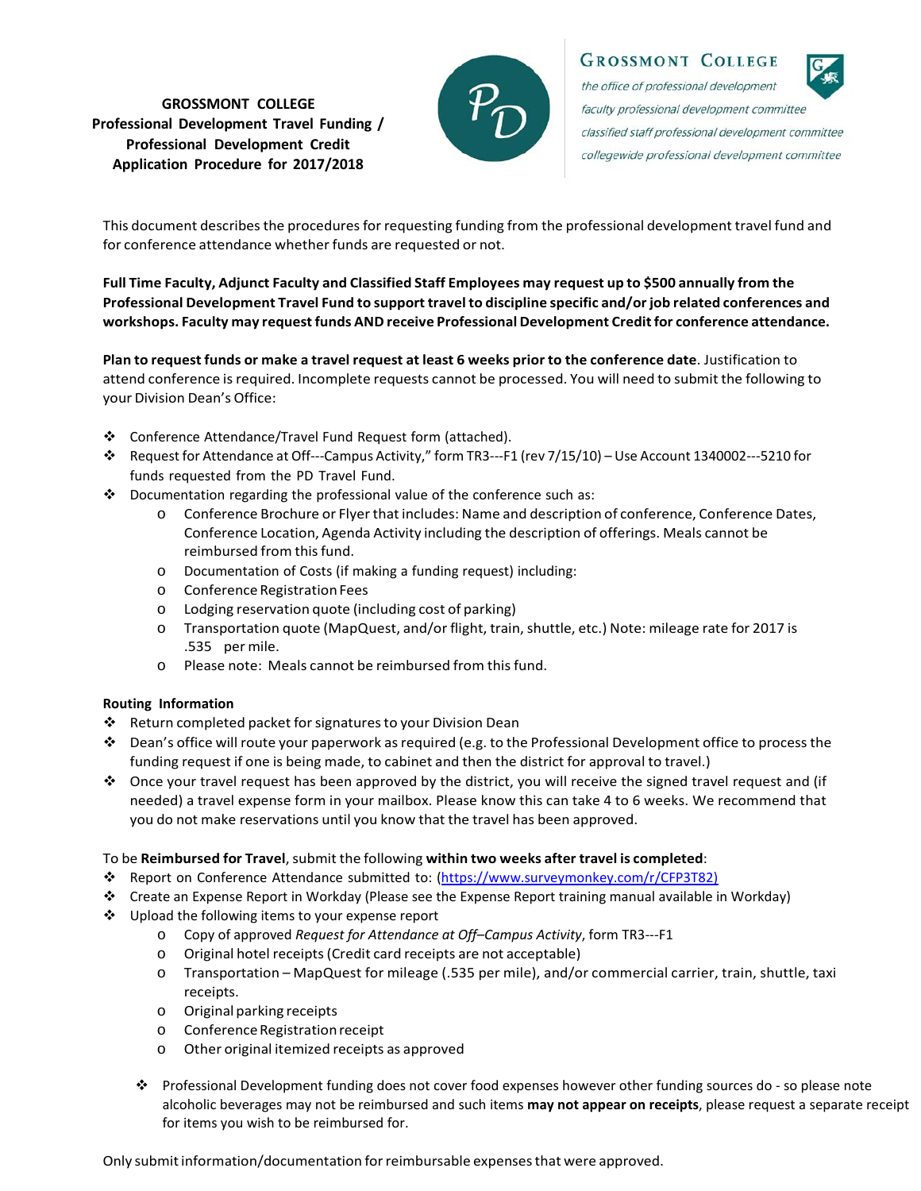# GROSSMONT COLLEGE Professional Development Travel Funding / Professional Development Credit Application Procedure for 2017/2018

GROSSMONT COLLEGE
*the office of professional development*
*faculty professional development committee*
*classified staff professional development committee*
*collegewide professional development committee*

This document describes the procedures for requesting funding from the professional development travel fund and for conference attendance whether funds are requested or not.

**Full Time Faculty, Adjunct Faculty and Classified Staff Employees may request up to $500 annually from the Professional Development Travel Fund to support travel to discipline specific and/or job related conferences and workshops. Faculty may request funds AND receive Professional Development Credit for conference attendance.**

**Plan to request funds or make a travel request at least 6 weeks prior to the conference date**. Justification to attend conference is required. Incomplete requests cannot be processed. You will need to submit the following to your Division Dean's Office:

- Conference Attendance/Travel Fund Request form (attached).
- Request for Attendance at Off---Campus Activity," form TR3---F1 (rev 7/15/10) – Use Account 1340002---5210 for funds requested from the PD Travel Fund.
- Documentation regarding the professional value of the conference such as:
  - Conference Brochure or Flyer that includes: Name and description of conference, Conference Dates, Conference Location, Agenda Activity including the description of offerings. Meals cannot be reimbursed from this fund.
  - Documentation of Costs (if making a funding request) including:
  - Conference Registration Fees
  - Lodging reservation quote (including cost of parking)
  - Transportation quote (MapQuest, and/or flight, train, shuttle, etc.) Note: mileage rate for 2017 is .535 per mile.
  - Please note: Meals cannot be reimbursed from this fund.

**Routing Information**

- Return completed packet for signatures to your Division Dean
- Dean's office will route your paperwork as required (e.g. to the Professional Development office to process the funding request if one is being made, to cabinet and then the district for approval to travel.)
- Once your travel request has been approved by the district, you will receive the signed travel request and (if needed) a travel expense form in your mailbox. Please know this can take 4 to 6 weeks. We recommend that you do not make reservations until you know that the travel has been approved.

To be **Reimbursed for Travel**, submit the following **within two weeks after travel is completed**:

- Report on Conference Attendance submitted to: (https://www.surveymonkey.com/r/CFP3T82)
- Create an Expense Report in Workday (Please see the Expense Report training manual available in Workday)
- Upload the following items to your expense report
  - Copy of approved *Request for Attendance at Off–Campus Activity*, form TR3---F1
  - Original hotel receipts (Credit card receipts are not acceptable)
  - Transportation – MapQuest for mileage (.535 per mile), and/or commercial carrier, train, shuttle, taxi receipts.
  - Original parking receipts
  - Conference Registration receipt
  - Other original itemized receipts as approved

- Professional Development funding does not cover food expenses however other funding sources do - so please note alcoholic beverages may not be reimbursed and such items **may not appear on receipts**, please request a separate receipt for items you wish to be reimbursed for.

Only submit information/documentation for reimbursable expenses that were approved.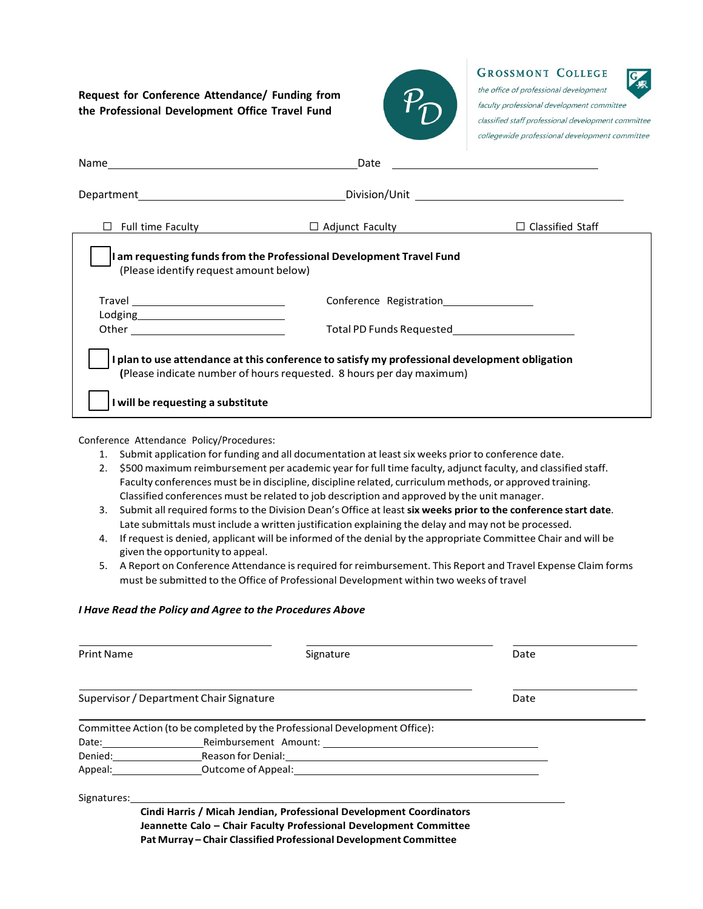**Request for Conference Attendance/ Funding from the Professional Development Office Travel Fund**

PD

**GROSSMONT COLLEGE**
*the office of professional development*
*faculty professional development committee*
*classified staff professional development committee*
*collegewide professional development committee*

Name\_\_\_\_\_\_\_\_\_\_\_\_\_\_\_\_\_\_\_\_\_\_\_\_\_\_\_\_\_\_\_\_\_\_\_\_\_\_\_\_ Date \_\_\_\_\_\_\_\_\_\_\_\_\_\_\_\_\_\_\_\_\_\_\_\_\_\_\_\_\_\_\_\_\_\_

Department\_\_\_\_\_\_\_\_\_\_\_\_\_\_\_\_\_\_\_\_\_\_\_\_\_\_\_\_\_\_\_\_\_ Division/Unit \_\_\_\_\_\_\_\_\_\_\_\_\_\_\_\_\_\_\_\_\_\_\_\_\_\_\_\_\_\_\_\_\_

☐ Full time Faculty ☐ Adjunct Faculty ☐ Classified Staff

☐ **I am requesting funds from the Professional Development Travel Fund**
(Please identify request amount below)

Travel \_\_\_\_\_\_\_\_\_\_\_\_\_\_\_\_\_\_\_\_\_\_\_\_\_ Conference Registration\_\_\_\_\_\_\_\_\_\_\_\_\_\_\_\_\_

Lodging\_\_\_\_\_\_\_\_\_\_\_\_\_\_\_\_\_\_\_\_\_\_\_\_\_

Other \_\_\_\_\_\_\_\_\_\_\_\_\_\_\_\_\_\_\_\_\_\_\_\_\_ Total PD Funds Requested\_\_\_\_\_\_\_\_\_\_\_\_\_\_\_\_\_\_\_\_\_\_\_\_

☐ **I plan to use attendance at this conference to satisfy my professional development obligation**
**(**Please indicate number of hours requested. 8 hours per day maximum)

☐ **I will be requesting a substitute**

Conference Attendance Policy/Procedures:

1. Submit application for funding and all documentation at least six weeks prior to conference date.
2. $500 maximum reimbursement per academic year for full time faculty, adjunct faculty, and classified staff. Faculty conferences must be in discipline, discipline related, curriculum methods, or approved training. Classified conferences must be related to job description and approved by the unit manager.
3. Submit all required forms to the Division Dean's Office at least **six weeks prior to the conference start date**. Late submittals must include a written justification explaining the delay and may not be processed.
4. If request is denied, applicant will be informed of the denial by the appropriate Committee Chair and will be given the opportunity to appeal.
5. A Report on Conference Attendance is required for reimbursement. This Report and Travel Expense Claim forms must be submitted to the Office of Professional Development within two weeks of travel

***I Have Read the Policy and Agree to the Procedures Above***

\_\_\_\_\_\_\_\_\_\_\_\_\_\_\_\_\_\_\_\_\_\_\_\_\_\_\_\_ \_\_\_\_\_\_\_\_\_\_\_\_\_\_\_\_\_\_\_\_\_\_\_\_\_\_\_\_ \_\_\_\_\_\_\_\_\_\_\_\_\_\_\_\_\_\_
Print Name Signature Date

\_\_\_\_\_\_\_\_\_\_\_\_\_\_\_\_\_\_\_\_\_\_\_\_\_\_\_\_\_\_\_\_\_\_\_\_\_\_\_\_\_\_\_\_\_\_\_\_\_\_\_\_\_\_ \_\_\_\_\_\_\_\_\_\_\_\_\_\_\_\_\_\_
Supervisor / Department Chair Signature Date

Committee Action (to be completed by the Professional Development Office):

Date:\_\_\_\_\_\_\_\_\_\_\_\_\_\_\_\_ Reimbursement Amount: \_\_\_\_\_\_\_\_\_\_\_\_\_\_\_\_\_\_\_\_\_\_\_\_\_\_\_\_\_\_\_\_\_\_\_

Denied:\_\_\_\_\_\_\_\_\_\_\_\_\_\_\_ Reason for Denial:\_\_\_\_\_\_\_\_\_\_\_\_\_\_\_\_\_\_\_\_\_\_\_\_\_\_\_\_\_\_\_\_\_\_\_\_\_\_

Appeal:\_\_\_\_\_\_\_\_\_\_\_\_\_\_\_ Outcome of Appeal:\_\_\_\_\_\_\_\_\_\_\_\_\_\_\_\_\_\_\_\_\_\_\_\_\_\_\_\_\_\_\_\_\_\_\_\_\_

Signatures:\_\_\_\_\_\_\_\_\_\_\_\_\_\_\_\_\_\_\_\_\_\_\_\_\_\_\_\_\_\_\_\_\_\_\_\_\_\_\_\_\_\_\_\_\_\_\_\_\_\_\_\_\_\_\_\_\_\_\_\_\_\_

**Cindi Harris / Micah Jendian, Professional Development Coordinators**
**Jeannette Calo – Chair Faculty Professional Development Committee**
**Pat Murray – Chair Classified Professional Development Committee**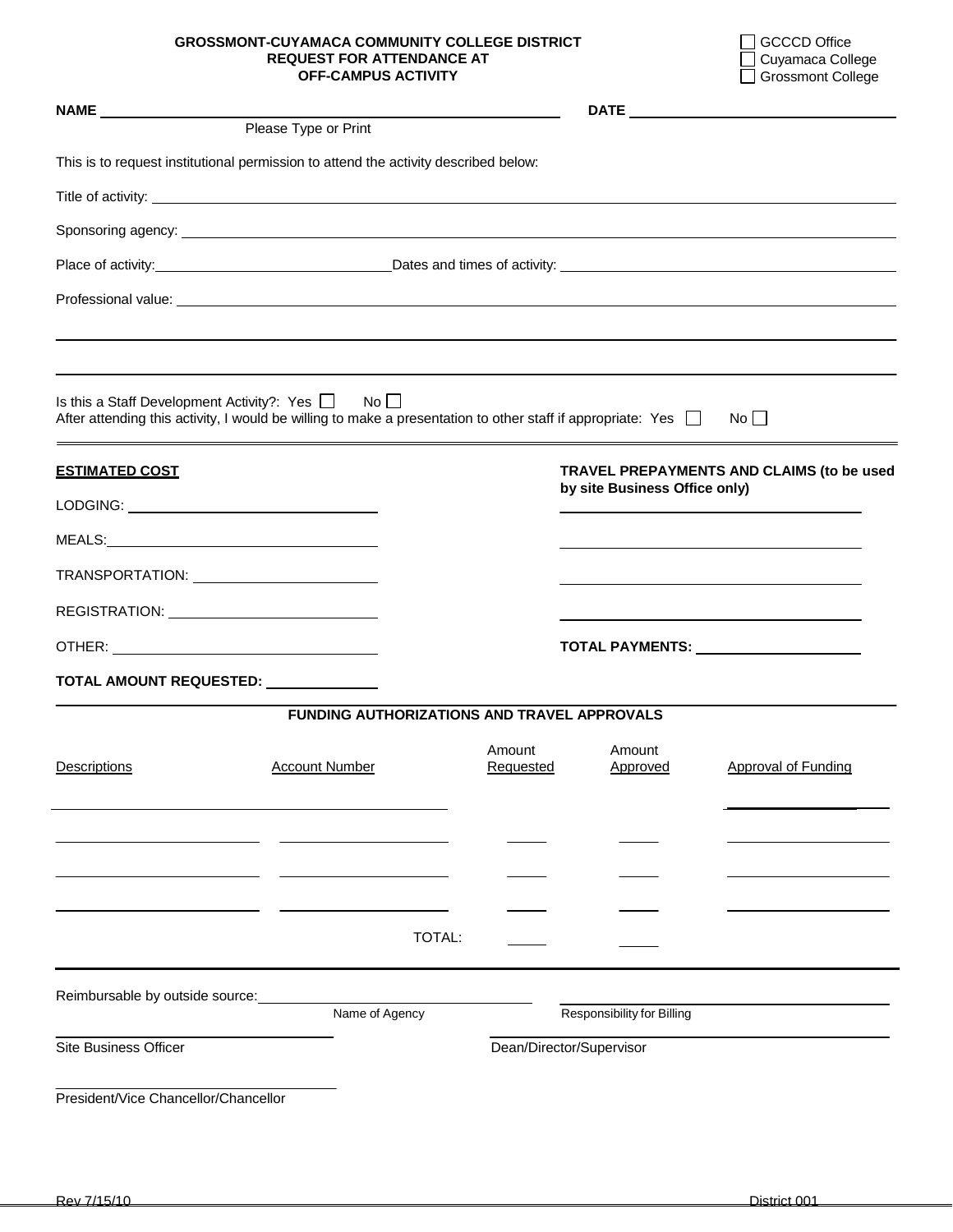**GROSSMONT-CUYAMACA COMMUNITY COLLEGE DISTRICT**
**REQUEST FOR ATTENDANCE AT**
**OFF-CAMPUS ACTIVITY**

☐ GCCCD Office
☐ Cuyamaca College
☐ Grossmont College

**NAME** ______________________________ **DATE** ______________________________
Please Type or Print

This is to request institutional permission to attend the activity described below:

Title of activity: ______________________________

Sponsoring agency: ______________________________

Place of activity: ______________________________ Dates and times of activity: ______________________________

Professional value: ______________________________

______________________________

______________________________

Is this a Staff Development Activity?: Yes ☐ No ☐
After attending this activity, I would be willing to make a presentation to other staff if appropriate: Yes ☐ No ☐

**ESTIMATED COST**

LODGING: ______________________________

MEALS: ______________________________

TRANSPORTATION: ______________________________

REGISTRATION: ______________________________

OTHER: ______________________________

**TOTAL AMOUNT REQUESTED:** ______________

**TRAVEL PREPAYMENTS AND CLAIMS (to be used by site Business Office only)**

______________________________

______________________________

______________________________

______________________________

**TOTAL PAYMENTS:** ______________

**FUNDING AUTHORIZATIONS AND TRAVEL APPROVALS**

| Descriptions | Account Number | Amount Requested | Amount Approved | Approval of Funding |
|---|---|---|---|---|
| | | | | |
| | | | | |
| | | | | |
| | | | | |
| | TOTAL: | | | |

Reimbursable by outside source: ______________________________ ______________________________
Name of Agency Responsibility for Billing

______________________________ ______________________________
Site Business Officer Dean/Director/Supervisor

______________________________
President/Vice Chancellor/Chancellor

Rev 7/15/10 District 001